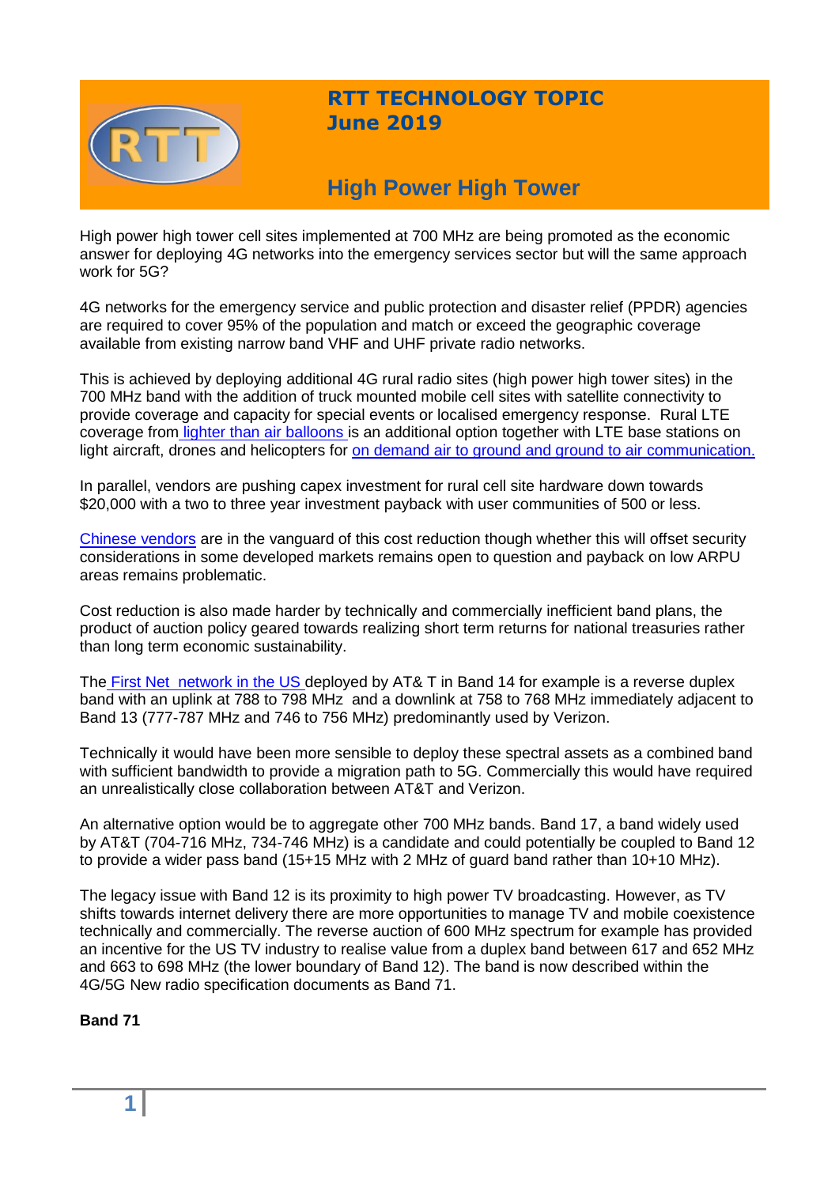# RTT TECHNOLOGY TOPIC
## June 2019

## High Power High Tower

High power high tower cell sites implemented at 700 MHz are being promoted as the economic answer for deploying 4G networks into the emergency services sector but will the same approach work for 5G?

4G networks for the emergency service and public protection and disaster relief (PPDR) agencies are required to cover 95% of the population and match or exceed the geographic coverage available from existing narrow band VHF and UHF private radio networks.

This is achieved by deploying additional 4G rural radio sites (high power high tower sites) in the 700 MHz band with the addition of truck mounted mobile cell sites with satellite connectivity to provide coverage and capacity for special events or localised emergency response. Rural LTE coverage from lighter than air balloons is an additional option together with LTE base stations on light aircraft, drones and helicopters for on demand air to ground and ground to air communication.

In parallel, vendors are pushing capex investment for rural cell site hardware down towards $20,000 with a two to three year investment payback with user communities of 500 or less.

Chinese vendors are in the vanguard of this cost reduction though whether this will offset security considerations in some developed markets remains open to question and payback on low ARPU areas remains problematic.

Cost reduction is also made harder by technically and commercially inefficient band plans, the product of auction policy geared towards realizing short term returns for national treasuries rather than long term economic sustainability.

The First Net network in the US deployed by AT& T in Band 14 for example is a reverse duplex band with an uplink at 788 to 798 MHz and a downlink at 758 to 768 MHz immediately adjacent to Band 13 (777-787 MHz and 746 to 756 MHz) predominantly used by Verizon.

Technically it would have been more sensible to deploy these spectral assets as a combined band with sufficient bandwidth to provide a migration path to 5G. Commercially this would have required an unrealistically close collaboration between AT&T and Verizon.

An alternative option would be to aggregate other 700 MHz bands. Band 17, a band widely used by AT&T (704-716 MHz, 734-746 MHz) is a candidate and could potentially be coupled to Band 12 to provide a wider pass band (15+15 MHz with 2 MHz of guard band rather than 10+10 MHz).

The legacy issue with Band 12 is its proximity to high power TV broadcasting. However, as TV shifts towards internet delivery there are more opportunities to manage TV and mobile coexistence technically and commercially. The reverse auction of 600 MHz spectrum for example has provided an incentive for the US TV industry to realise value from a duplex band between 617 and 652 MHz and 663 to 698 MHz (the lower boundary of Band 12). The band is now described within the 4G/5G New radio specification documents as Band 71.

**Band 71**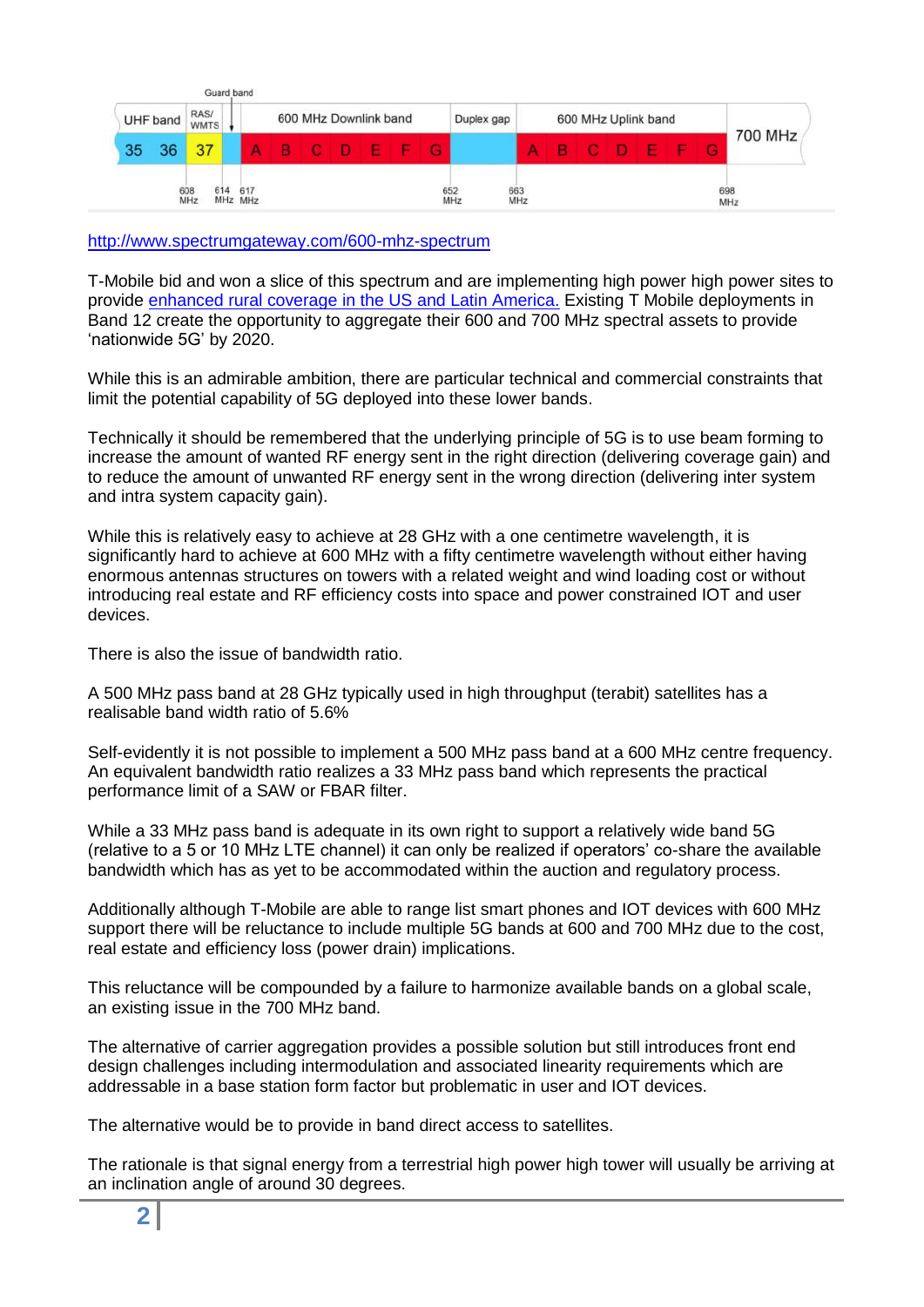| UHF band | | RAS/ WMTS | Guard band | 600 MHz Downlink band | Duplex gap | 600 MHz Uplink band | 700 MHz |
|---|---|---|---|---|---|---|---|
| 35 | 36 | 37 | | A B C D E F G | | A B C D E F G | |
| | 608 MHz | 614 MHz | 617 MHz | 652 MHz | 663 MHz | 698 MHz | |

http://www.spectrumgateway.com/600-mhz-spectrum

T-Mobile bid and won a slice of this spectrum and are implementing high power high power sites to provide enhanced rural coverage in the US and Latin America. Existing T Mobile deployments in Band 12 create the opportunity to aggregate their 600 and 700 MHz spectral assets to provide 'nationwide 5G' by 2020.

While this is an admirable ambition, there are particular technical and commercial constraints that limit the potential capability of 5G deployed into these lower bands.

Technically it should be remembered that the underlying principle of 5G is to use beam forming to increase the amount of wanted RF energy sent in the right direction (delivering coverage gain) and to reduce the amount of unwanted RF energy sent in the wrong direction (delivering inter system and intra system capacity gain).

While this is relatively easy to achieve at 28 GHz with a one centimetre wavelength, it is significantly hard to achieve at 600 MHz with a fifty centimetre wavelength without either having enormous antennas structures on towers with a related weight and wind loading cost or without introducing real estate and RF efficiency costs into space and power constrained IOT and user devices.

There is also the issue of bandwidth ratio.

A 500 MHz pass band at 28 GHz typically used in high throughput (terabit) satellites has a realisable band width ratio of 5.6%

Self-evidently it is not possible to implement a 500 MHz pass band at a 600 MHz centre frequency. An equivalent bandwidth ratio realizes a 33 MHz pass band which represents the practical performance limit of a SAW or FBAR filter.

While a 33 MHz pass band is adequate in its own right to support a relatively wide band 5G (relative to a 5 or 10 MHz LTE channel) it can only be realized if operators' co-share the available bandwidth which has as yet to be accommodated within the auction and regulatory process.

Additionally although T-Mobile are able to range list smart phones and IOT devices with 600 MHz support there will be reluctance to include multiple 5G bands at 600 and 700 MHz due to the cost, real estate and efficiency loss (power drain) implications.

This reluctance will be compounded by a failure to harmonize available bands on a global scale, an existing issue in the 700 MHz band.

The alternative of carrier aggregation provides a possible solution but still introduces front end design challenges including intermodulation and associated linearity requirements which are addressable in a base station form factor but problematic in user and IOT devices.

The alternative would be to provide in band direct access to satellites.

The rationale is that signal energy from a terrestrial high power high tower will usually be arriving at an inclination angle of around 30 degrees.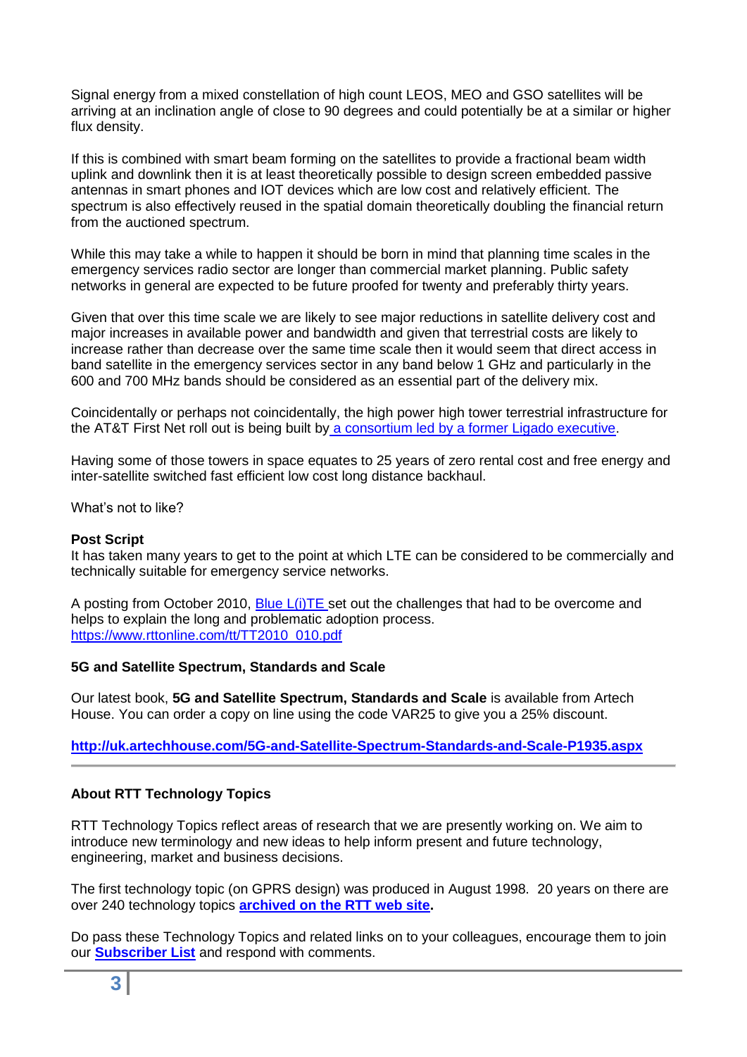Signal energy from a mixed constellation of high count LEOS, MEO and GSO satellites will be arriving at an inclination angle of close to 90 degrees and could potentially be at a similar or higher flux density.

If this is combined with smart beam forming on the satellites to provide a fractional beam width uplink and downlink then it is at least theoretically possible to design screen embedded passive antennas in smart phones and IOT devices which are low cost and relatively efficient. The spectrum is also effectively reused in the spatial domain theoretically doubling the financial return from the auctioned spectrum.

While this may take a while to happen it should be born in mind that planning time scales in the emergency services radio sector are longer than commercial market planning. Public safety networks in general are expected to be future proofed for twenty and preferably thirty years.

Given that over this time scale we are likely to see major reductions in satellite delivery cost and major increases in available power and bandwidth and given that terrestrial costs are likely to increase rather than decrease over the same time scale then it would seem that direct access in band satellite in the emergency services sector in any band below 1 GHz and particularly in the 600 and 700 MHz bands should be considered as an essential part of the delivery mix.

Coincidentally or perhaps not coincidentally, the high power high tower terrestrial infrastructure for the AT&T First Net roll out is being built by a consortium led by a former Ligado executive.

Having some of those towers in space equates to 25 years of zero rental cost and free energy and inter-satellite switched fast efficient low cost long distance backhaul.

What's not to like?

**Post Script**
It has taken many years to get to the point at which LTE can be considered to be commercially and technically suitable for emergency service networks.

A posting from October 2010, Blue L(i)TE set out the challenges that had to be overcome and helps to explain the long and problematic adoption process.
https://www.rttonline.com/tt/TT2010_010.pdf

**5G and Satellite Spectrum, Standards and Scale**

Our latest book, **5G and Satellite Spectrum, Standards and Scale** is available from Artech House. You can order a copy on line using the code VAR25 to give you a 25% discount.

**http://uk.artechhouse.com/5G-and-Satellite-Spectrum-Standards-and-Scale-P1935.aspx**

---

**About RTT Technology Topics**

RTT Technology Topics reflect areas of research that we are presently working on. We aim to introduce new terminology and new ideas to help inform present and future technology, engineering, market and business decisions.

The first technology topic (on GPRS design) was produced in August 1998. 20 years on there are over 240 technology topics **archived on the RTT web site.**

Do pass these Technology Topics and related links on to your colleagues, encourage them to join our **Subscriber List** and respond with comments.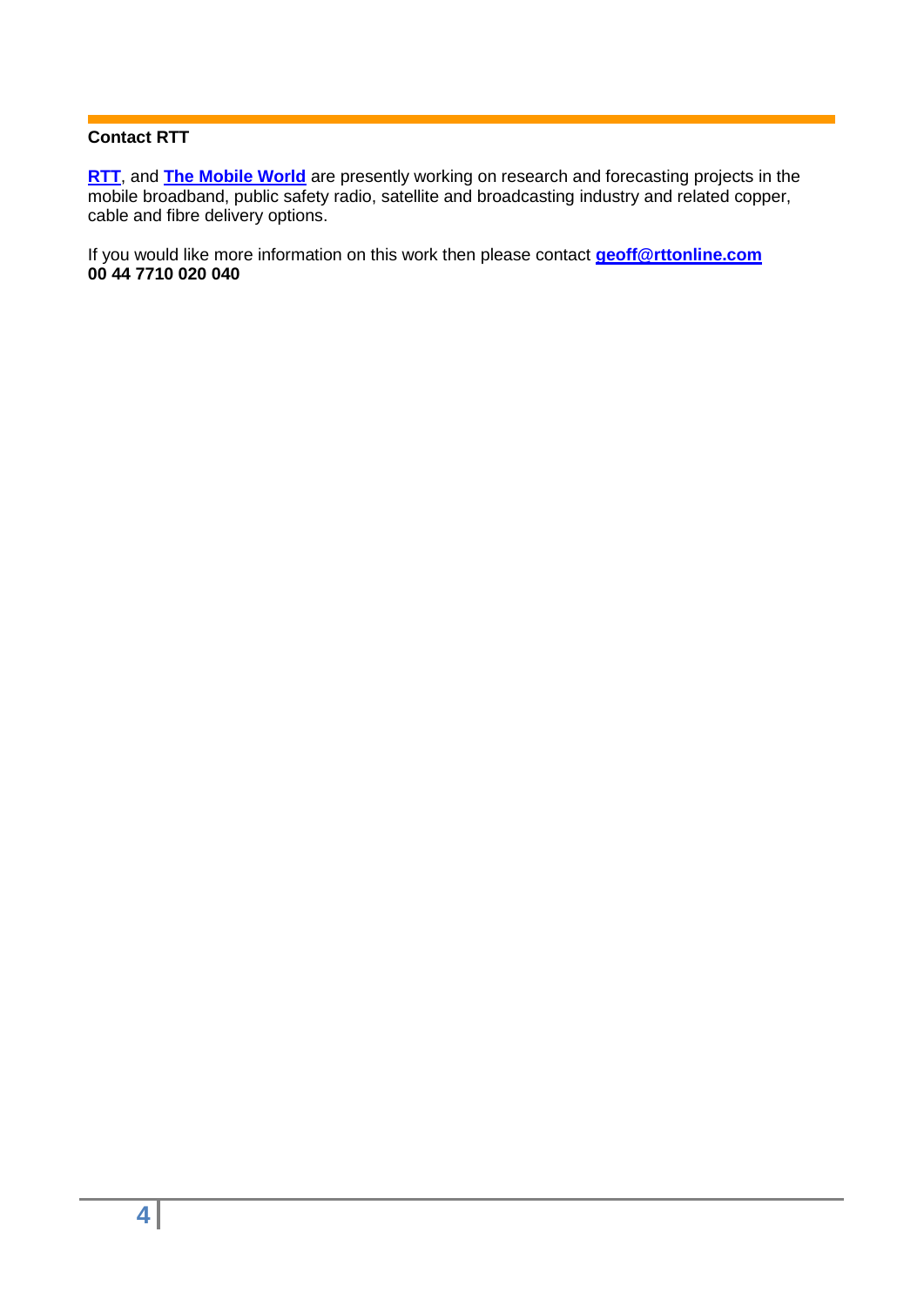**Contact RTT**

**RTT**, and **The Mobile World** are presently working on research and forecasting projects in the mobile broadband, public safety radio, satellite and broadcasting industry and related copper, cable and fibre delivery options.

If you would like more information on this work then please contact **geoff@rttonline.com**
**00 44 7710 020 040**